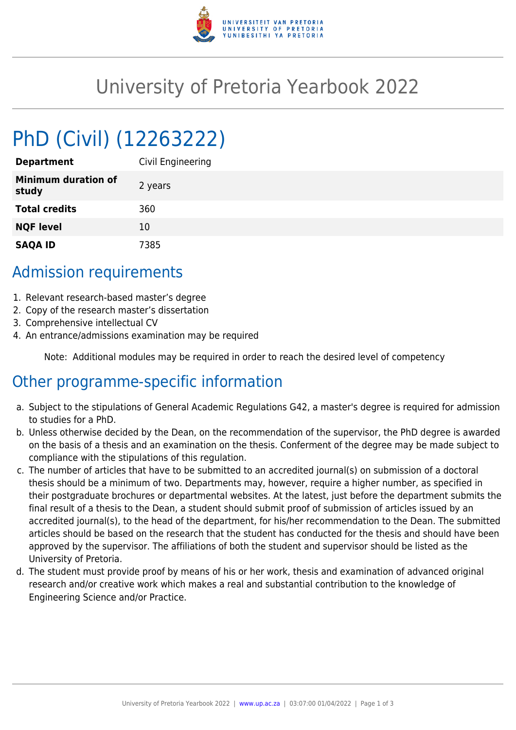# University of Pretoria Yearbook 2022

## PhD (Civil) (12263222)

| **Department** | Civil Engineering |
|---|---|
| **Minimum duration of study** | 2 years |
| **Total credits** | 360 |
| **NQF level** | 10 |
| **SAQA ID** | 7385 |

## Admission requirements

1. Relevant research-based master's degree
2. Copy of the research master's dissertation
3. Comprehensive intellectual CV
4. An entrance/admissions examination may be required

Note: Additional modules may be required in order to reach the desired level of competency

## Other programme-specific information

a. Subject to the stipulations of General Academic Regulations G42, a master's degree is required for admission to studies for a PhD.

b. Unless otherwise decided by the Dean, on the recommendation of the supervisor, the PhD degree is awarded on the basis of a thesis and an examination on the thesis. Conferment of the degree may be made subject to compliance with the stipulations of this regulation.

c. The number of articles that have to be submitted to an accredited journal(s) on submission of a doctoral thesis should be a minimum of two. Departments may, however, require a higher number, as specified in their postgraduate brochures or departmental websites. At the latest, just before the department submits the final result of a thesis to the Dean, a student should submit proof of submission of articles issued by an accredited journal(s), to the head of the department, for his/her recommendation to the Dean. The submitted articles should be based on the research that the student has conducted for the thesis and should have been approved by the supervisor. The affiliations of both the student and supervisor should be listed as the University of Pretoria.

d. The student must provide proof by means of his or her work, thesis and examination of advanced original research and/or creative work which makes a real and substantial contribution to the knowledge of Engineering Science and/or Practice.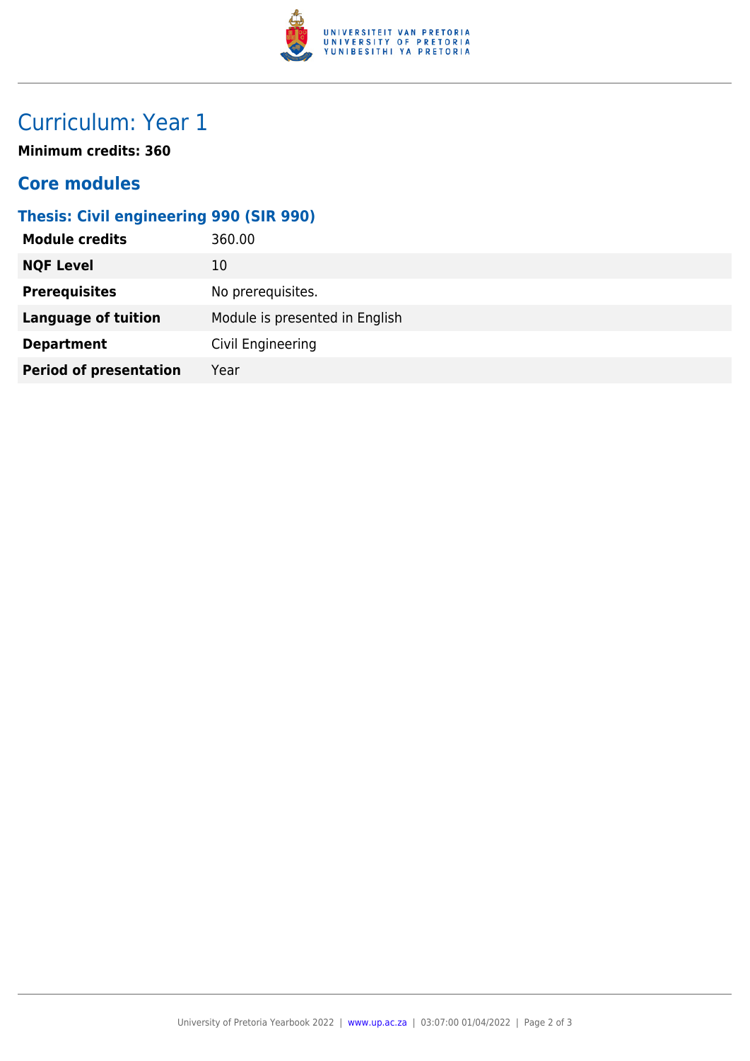# Curriculum: Year 1

**Minimum credits: 360**

## Core modules

### Thesis: Civil engineering 990 (SIR 990)

| | |
|---|---|
| **Module credits** | 360.00 |
| **NQF Level** | 10 |
| **Prerequisites** | No prerequisites. |
| **Language of tuition** | Module is presented in English |
| **Department** | Civil Engineering |
| **Period of presentation** | Year |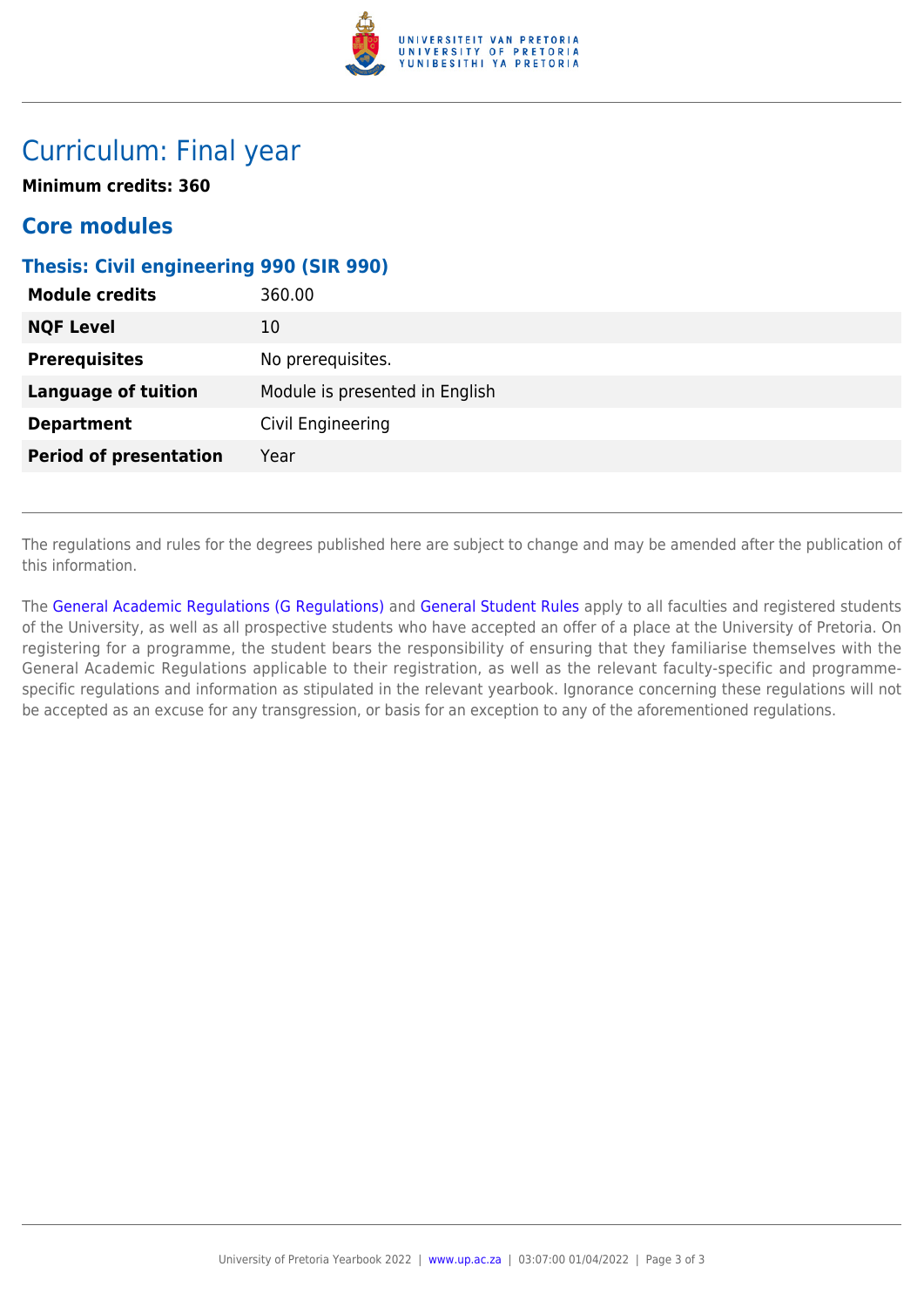# Curriculum: Final year

**Minimum credits: 360**

## Core modules

### Thesis: Civil engineering 990 (SIR 990)

| | |
|---|---|
| **Module credits** | 360.00 |
| **NQF Level** | 10 |
| **Prerequisites** | No prerequisites. |
| **Language of tuition** | Module is presented in English |
| **Department** | Civil Engineering |
| **Period of presentation** | Year |

The regulations and rules for the degrees published here are subject to change and may be amended after the publication of this information.

The General Academic Regulations (G Regulations) and General Student Rules apply to all faculties and registered students of the University, as well as all prospective students who have accepted an offer of a place at the University of Pretoria. On registering for a programme, the student bears the responsibility of ensuring that they familiarise themselves with the General Academic Regulations applicable to their registration, as well as the relevant faculty-specific and programme-specific regulations and information as stipulated in the relevant yearbook. Ignorance concerning these regulations will not be accepted as an excuse for any transgression, or basis for an exception to any of the aforementioned regulations.